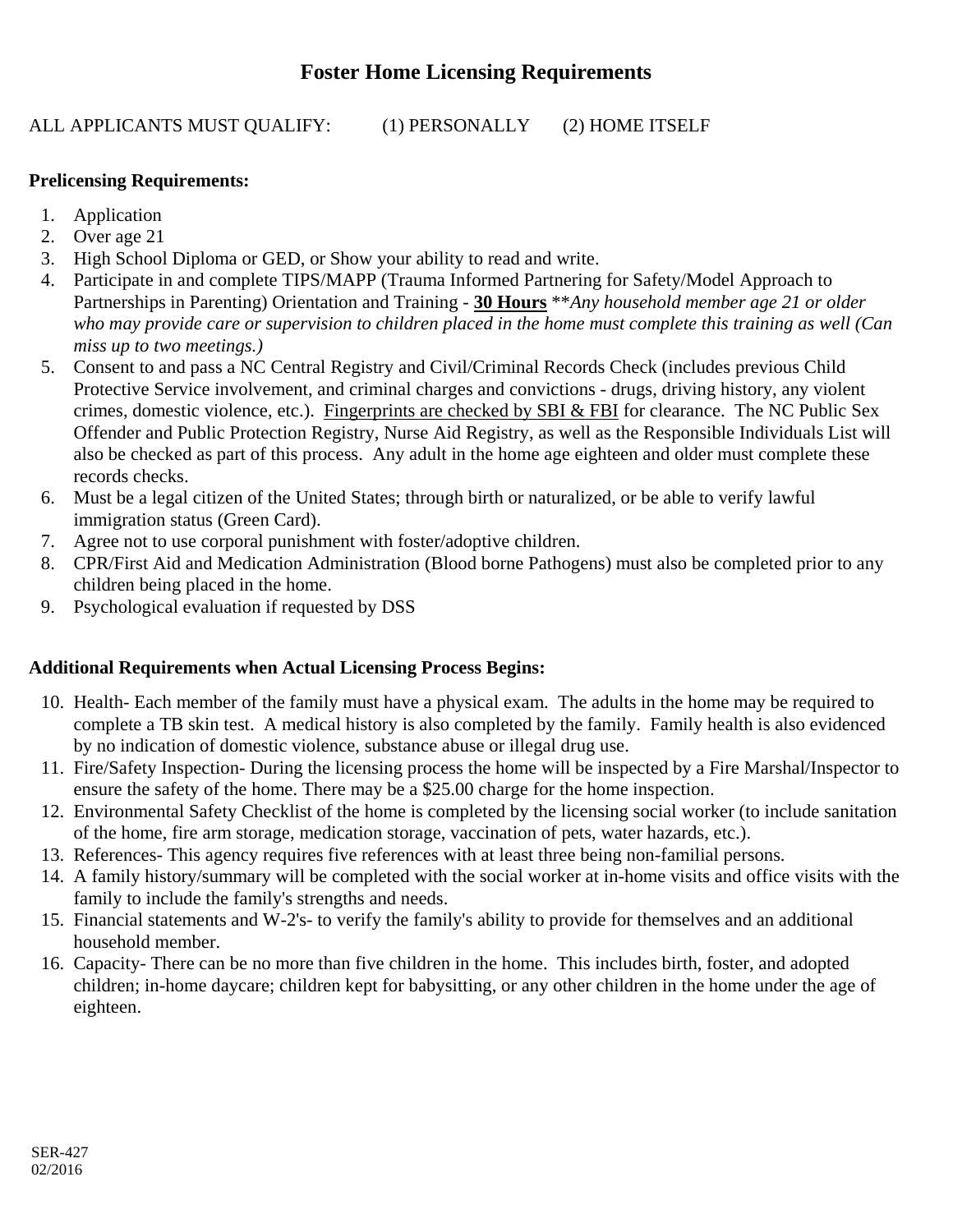# Foster Home Licensing Requirements

ALL APPLICANTS MUST QUALIFY: (1) PERSONALLY (2) HOME ITSELF

**Prelicensing Requirements:**

1. Application
2. Over age 21
3. High School Diploma or GED, or Show your ability to read and write.
4. Participate in and complete TIPS/MAPP (Trauma Informed Partnering for Safety/Model Approach to Partnerships in Parenting) Orientation and Training - **30 Hours** ***Any household member age 21 or older who may provide care or supervision to children placed in the home must complete this training as well (Can miss up to two meetings.)*
5. Consent to and pass a NC Central Registry and Civil/Criminal Records Check (includes previous Child Protective Service involvement, and criminal charges and convictions - drugs, driving history, any violent crimes, domestic violence, etc.). Fingerprints are checked by SBI & FBI for clearance. The NC Public Sex Offender and Public Protection Registry, Nurse Aid Registry, as well as the Responsible Individuals List will also be checked as part of this process. Any adult in the home age eighteen and older must complete these records checks.
6. Must be a legal citizen of the United States; through birth or naturalized, or be able to verify lawful immigration status (Green Card).
7. Agree not to use corporal punishment with foster/adoptive children.
8. CPR/First Aid and Medication Administration (Blood borne Pathogens) must also be completed prior to any children being placed in the home.
9. Psychological evaluation if requested by DSS

**Additional Requirements when Actual Licensing Process Begins:**

10. Health- Each member of the family must have a physical exam. The adults in the home may be required to complete a TB skin test. A medical history is also completed by the family. Family health is also evidenced by no indication of domestic violence, substance abuse or illegal drug use.
11. Fire/Safety Inspection- During the licensing process the home will be inspected by a Fire Marshal/Inspector to ensure the safety of the home. There may be a $25.00 charge for the home inspection.
12. Environmental Safety Checklist of the home is completed by the licensing social worker (to include sanitation of the home, fire arm storage, medication storage, vaccination of pets, water hazards, etc.).
13. References- This agency requires five references with at least three being non-familial persons.
14. A family history/summary will be completed with the social worker at in-home visits and office visits with the family to include the family's strengths and needs.
15. Financial statements and W-2's- to verify the family's ability to provide for themselves and an additional household member.
16. Capacity- There can be no more than five children in the home. This includes birth, foster, and adopted children; in-home daycare; children kept for babysitting, or any other children in the home under the age of eighteen.

SER-427
02/2016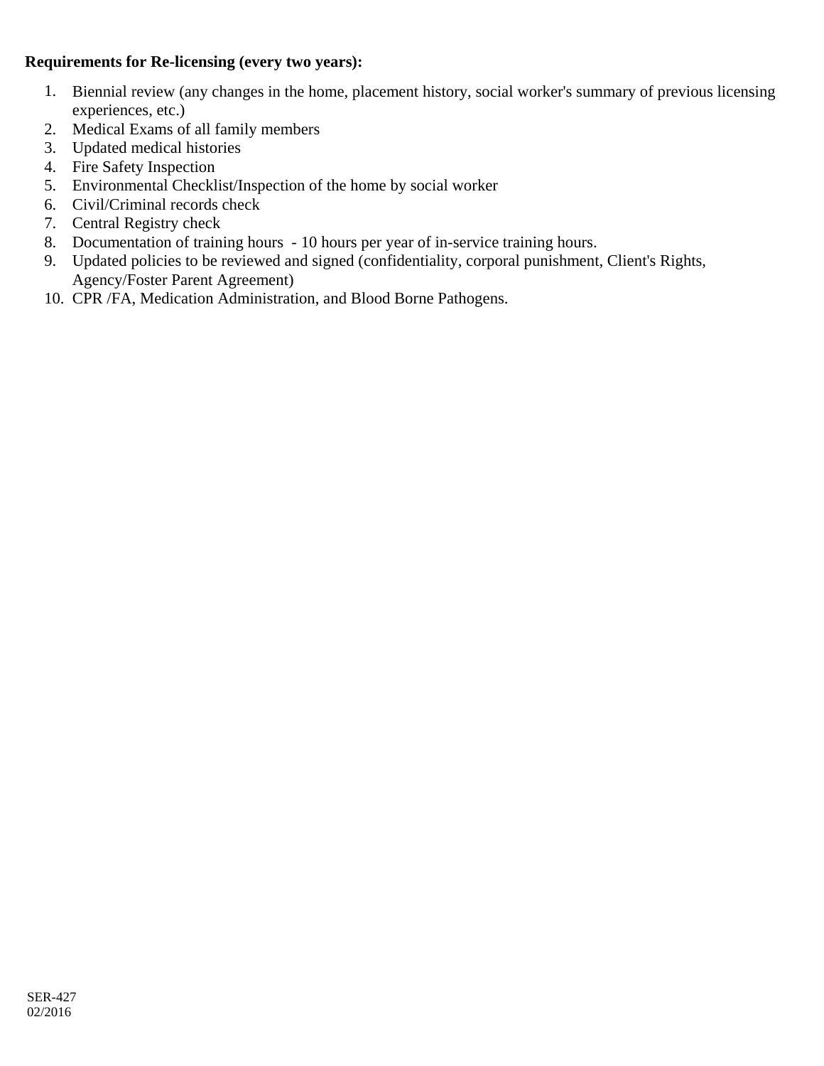**Requirements for Re-licensing (every two years):**

1. Biennial review (any changes in the home, placement history, social worker's summary of previous licensing experiences, etc.)
2. Medical Exams of all family members
3. Updated medical histories
4. Fire Safety Inspection
5. Environmental Checklist/Inspection of the home by social worker
6. Civil/Criminal records check
7. Central Registry check
8. Documentation of training hours - 10 hours per year of in-service training hours.
9. Updated policies to be reviewed and signed (confidentiality, corporal punishment, Client's Rights, Agency/Foster Parent Agreement)
10. CPR /FA, Medication Administration, and Blood Borne Pathogens.

SER-427
02/2016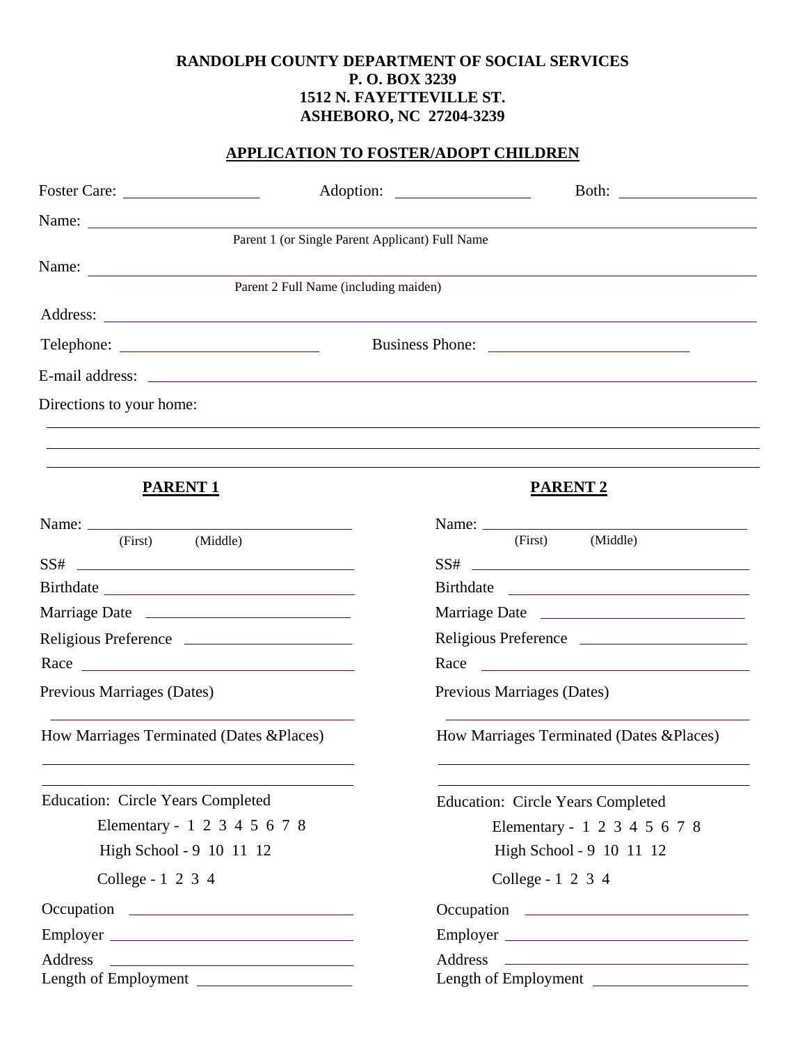**RANDOLPH COUNTY DEPARTMENT OF SOCIAL SERVICES**
**P. O. BOX 3239**
**1512 N. FAYETTEVILLE ST.**
**ASHEBORO, NC 27204-3239**

**APPLICATION TO FOSTER/ADOPT CHILDREN**

Foster Care: ________________ Adoption: ________________ Both: ________________

Name: ______________________________________________
Parent 1 (or Single Parent Applicant) Full Name

Name: ______________________________________________
Parent 2 Full Name (including maiden)

Address: ______________________________________________

Telephone: ______________________ Business Phone: ______________________

E-mail address: ______________________________________________

Directions to your home:

______________________________________________

______________________________________________

______________________________________________

| **PARENT 1** | **PARENT 2** |
|---|---|
| Name: ______________ (First) (Middle) | Name: ______________ (First) (Middle) |
| SS# ______________ | SS# ______________ |
| Birthdate ______________ | Birthdate ______________ |
| Marriage Date ______________ | Marriage Date ______________ |
| Religious Preference ______________ | Religious Preference ______________ |
| Race ______________ | Race ______________ |
| Previous Marriages (Dates) ______________ | Previous Marriages (Dates) ______________ |
| How Marriages Terminated (Dates &Places) ______________ ______________ | How Marriages Terminated (Dates &Places) ______________ ______________ |
| Education: Circle Years Completed | Education: Circle Years Completed |
| Elementary - 1 2 3 4 5 6 7 8 | Elementary - 1 2 3 4 5 6 7 8 |
| High School - 9 10 11 12 | High School - 9 10 11 12 |
| College - 1 2 3 4 | College - 1 2 3 4 |
| Occupation ______________ | Occupation ______________ |
| Employer ______________ | Employer ______________ |
| Address ______________ | Address ______________ |
| Length of Employment ______________ | Length of Employment ______________ |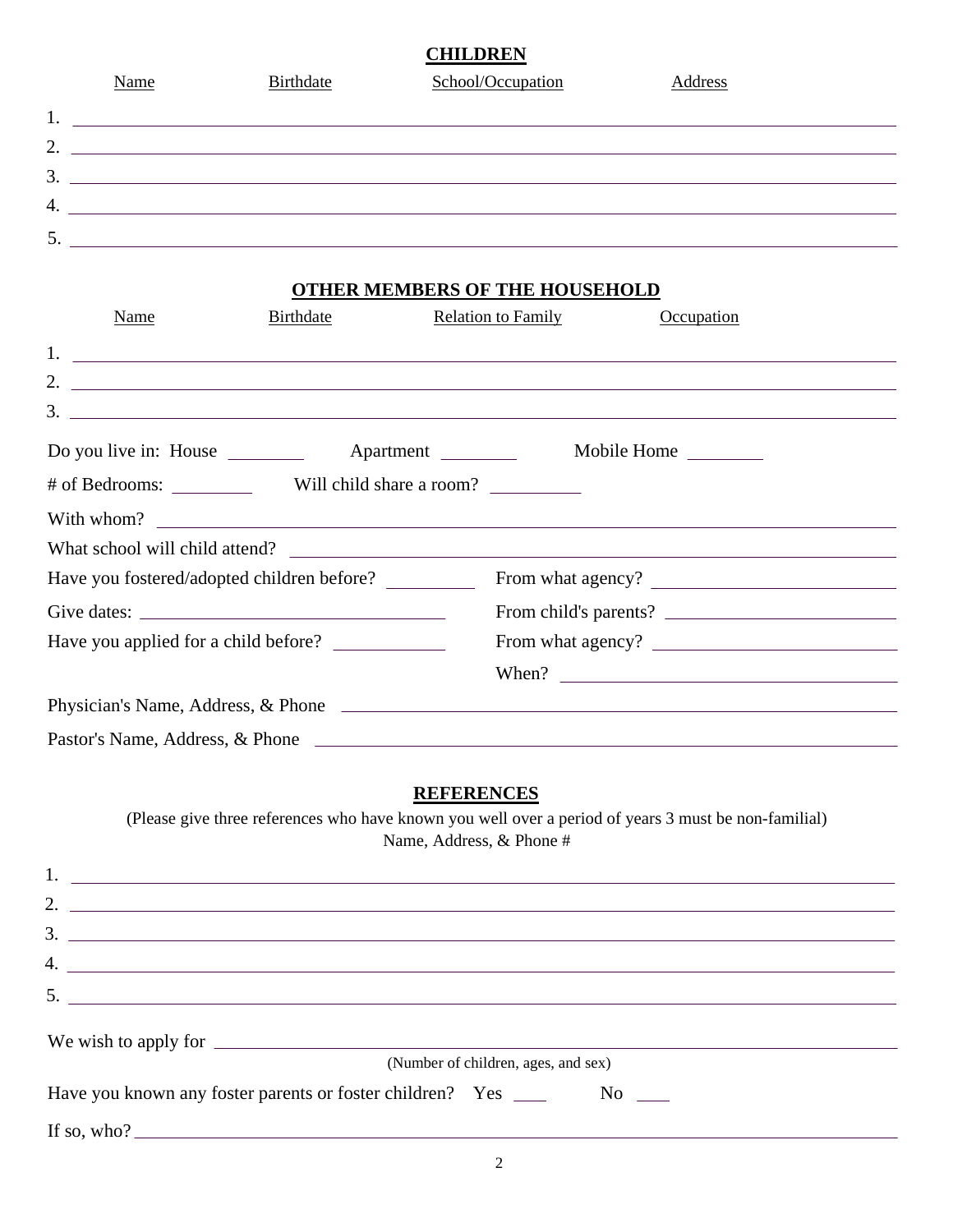## CHILDREN

| Name | Birthdate | School/Occupation | Address |
|---|---|---|---|
| 1. | | | |
| 2. | | | |
| 3. | | | |
| 4. | | | |
| 5. | | | |

## OTHER MEMBERS OF THE HOUSEHOLD

| Name | Birthdate | Relation to Family | Occupation |
|---|---|---|---|
| 1. | | | |
| 2. | | | |
| 3. | | | |

Do you live in: House ________ Apartment ________ Mobile Home ________

# of Bedrooms: _________ Will child share a room? __________

With whom? ____________________

What school will child attend? ____________________

Have you fostered/adopted children before? _________ From what agency? ____________________

Give dates: ____________________ From child's parents? ____________________

Have you applied for a child before? ___________ From what agency? ____________________

When? ____________________

Physician's Name, Address, & Phone ____________________

Pastor's Name, Address, & Phone ____________________

## REFERENCES

(Please give three references who have known you well over a period of years 3 must be non-familial)

Name, Address, & Phone #

1. ____________________
2. ____________________
3. ____________________
4. ____________________
5. ____________________

We wish to apply for ____________________

(Number of children, ages, and sex)

Have you known any foster parents or foster children? Yes ___ No ___

If so, who? ____________________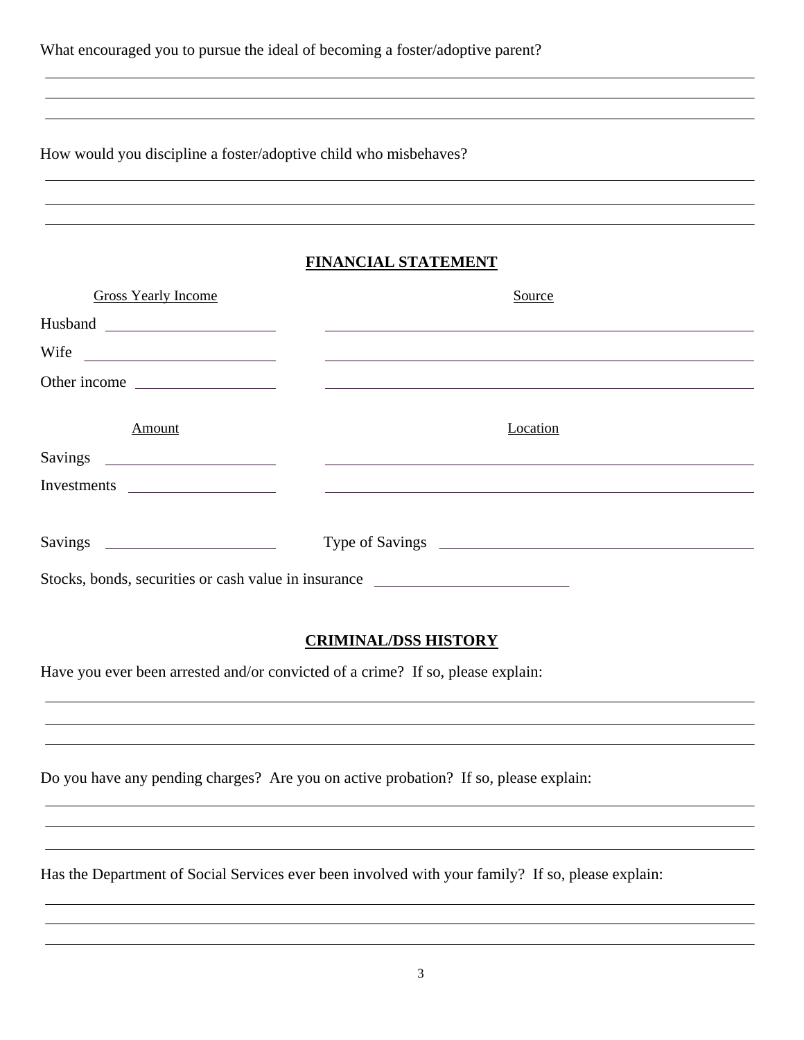What encouraged you to pursue the ideal of becoming a foster/adoptive parent?

______________________________________________________________________________

______________________________________________________________________________

______________________________________________________________________________

How would you discipline a foster/adoptive child who misbehaves?

______________________________________________________________________________

______________________________________________________________________________

______________________________________________________________________________

## FINANCIAL STATEMENT

| Gross Yearly Income | Source |
|---|---|
| Husband ____________ | ____________ |
| Wife ____________ | ____________ |
| Other income ____________ | ____________ |

| Amount | Location |
|---|---|
| Savings ____________ | ____________ |
| Investments ____________ | ____________ |

Savings ____________ Type of Savings ____________

Stocks, bonds, securities or cash value in insurance ____________

## CRIMINAL/DSS HISTORY

Have you ever been arrested and/or convicted of a crime? If so, please explain:

______________________________________________________________________________

______________________________________________________________________________

______________________________________________________________________________

Do you have any pending charges? Are you on active probation? If so, please explain:

______________________________________________________________________________

______________________________________________________________________________

______________________________________________________________________________

Has the Department of Social Services ever been involved with your family? If so, please explain:

______________________________________________________________________________

______________________________________________________________________________

______________________________________________________________________________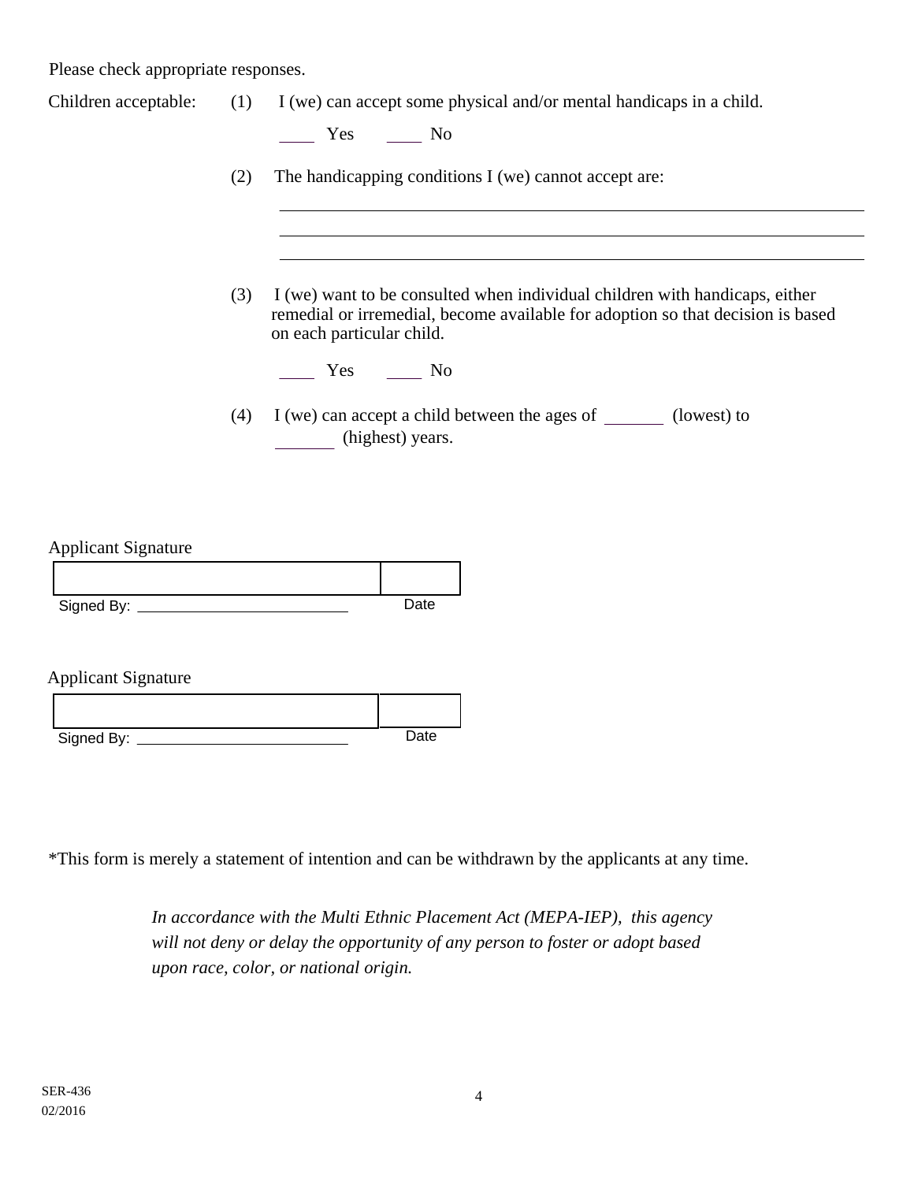Please check appropriate responses.

Children acceptable:

(1) I (we) can accept some physical and/or mental handicaps in a child.

____ Yes ____ No

(2) The handicapping conditions I (we) cannot accept are:

______________________________________________________________

______________________________________________________________

______________________________________________________________

(3) I (we) want to be consulted when individual children with handicaps, either remedial or irremedial, become available for adoption so that decision is based on each particular child.

____ Yes ____ No

(4) I (we) can accept a child between the ages of _______ (lowest) to _______ (highest) years.

Applicant Signature

| | |
|---|---|
| Signed By: ________________________ | Date |

Applicant Signature

| | |
|---|---|
| Signed By: ________________________ | Date |

*This form is merely a statement of intention and can be withdrawn by the applicants at any time.

*In accordance with the Multi Ethnic Placement Act (MEPA-IEP), this agency will not deny or delay the opportunity of any person to foster or adopt based upon race, color, or national origin.*

SER-436
02/2016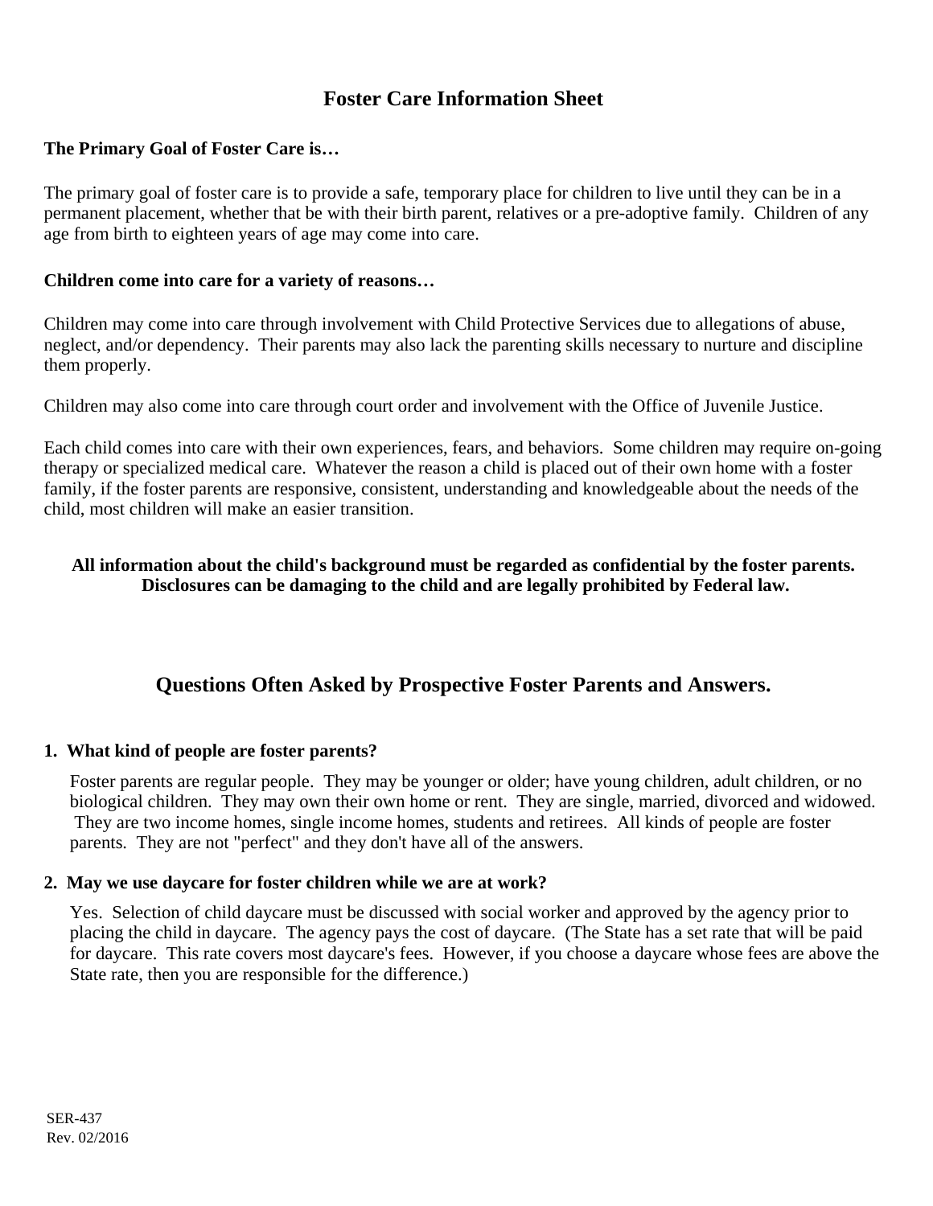# Foster Care Information Sheet

**The Primary Goal of Foster Care is…**

The primary goal of foster care is to provide a safe, temporary place for children to live until they can be in a permanent placement, whether that be with their birth parent, relatives or a pre-adoptive family. Children of any age from birth to eighteen years of age may come into care.

**Children come into care for a variety of reasons…**

Children may come into care through involvement with Child Protective Services due to allegations of abuse, neglect, and/or dependency. Their parents may also lack the parenting skills necessary to nurture and discipline them properly.

Children may also come into care through court order and involvement with the Office of Juvenile Justice.

Each child comes into care with their own experiences, fears, and behaviors. Some children may require on-going therapy or specialized medical care. Whatever the reason a child is placed out of their own home with a foster family, if the foster parents are responsive, consistent, understanding and knowledgeable about the needs of the child, most children will make an easier transition.

**All information about the child's background must be regarded as confidential by the foster parents. Disclosures can be damaging to the child and are legally prohibited by Federal law.**

## Questions Often Asked by Prospective Foster Parents and Answers.

**1. What kind of people are foster parents?**

Foster parents are regular people. They may be younger or older; have young children, adult children, or no biological children. They may own their own home or rent. They are single, married, divorced and widowed. They are two income homes, single income homes, students and retirees. All kinds of people are foster parents. They are not "perfect" and they don't have all of the answers.

**2. May we use daycare for foster children while we are at work?**

Yes. Selection of child daycare must be discussed with social worker and approved by the agency prior to placing the child in daycare. The agency pays the cost of daycare. (The State has a set rate that will be paid for daycare. This rate covers most daycare's fees. However, if you choose a daycare whose fees are above the State rate, then you are responsible for the difference.)

SER-437
Rev. 02/2016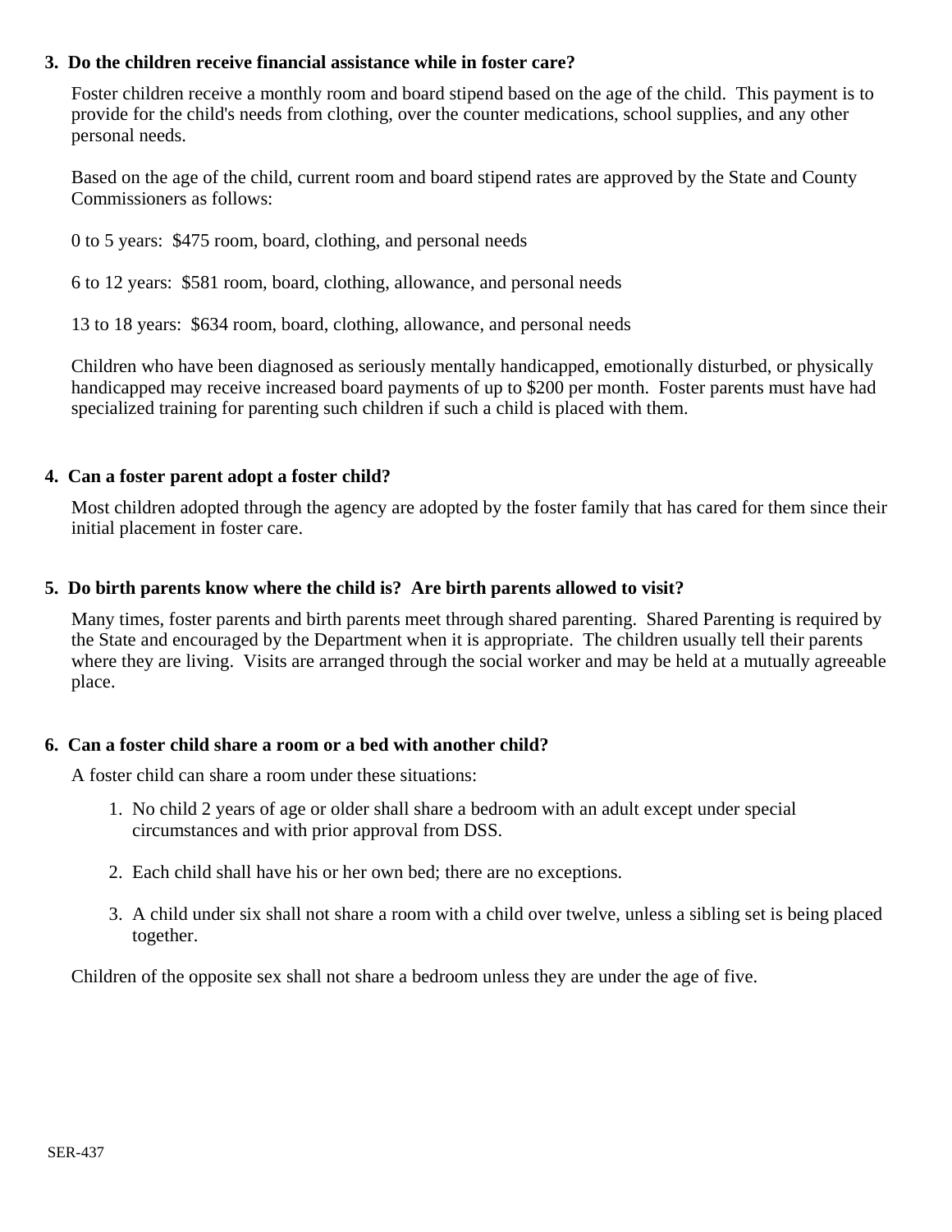**3. Do the children receive financial assistance while in foster care?**

Foster children receive a monthly room and board stipend based on the age of the child. This payment is to provide for the child's needs from clothing, over the counter medications, school supplies, and any other personal needs.

Based on the age of the child, current room and board stipend rates are approved by the State and County Commissioners as follows:

0 to 5 years: $475 room, board, clothing, and personal needs

6 to 12 years: $581 room, board, clothing, allowance, and personal needs

13 to 18 years: $634 room, board, clothing, allowance, and personal needs

Children who have been diagnosed as seriously mentally handicapped, emotionally disturbed, or physically handicapped may receive increased board payments of up to $200 per month. Foster parents must have had specialized training for parenting such children if such a child is placed with them.

**4. Can a foster parent adopt a foster child?**

Most children adopted through the agency are adopted by the foster family that has cared for them since their initial placement in foster care.

**5. Do birth parents know where the child is? Are birth parents allowed to visit?**

Many times, foster parents and birth parents meet through shared parenting. Shared Parenting is required by the State and encouraged by the Department when it is appropriate. The children usually tell their parents where they are living. Visits are arranged through the social worker and may be held at a mutually agreeable place.

**6. Can a foster child share a room or a bed with another child?**

A foster child can share a room under these situations:

1. No child 2 years of age or older shall share a bedroom with an adult except under special circumstances and with prior approval from DSS.

2. Each child shall have his or her own bed; there are no exceptions.

3. A child under six shall not share a room with a child over twelve, unless a sibling set is being placed together.

Children of the opposite sex shall not share a bedroom unless they are under the age of five.

SER-437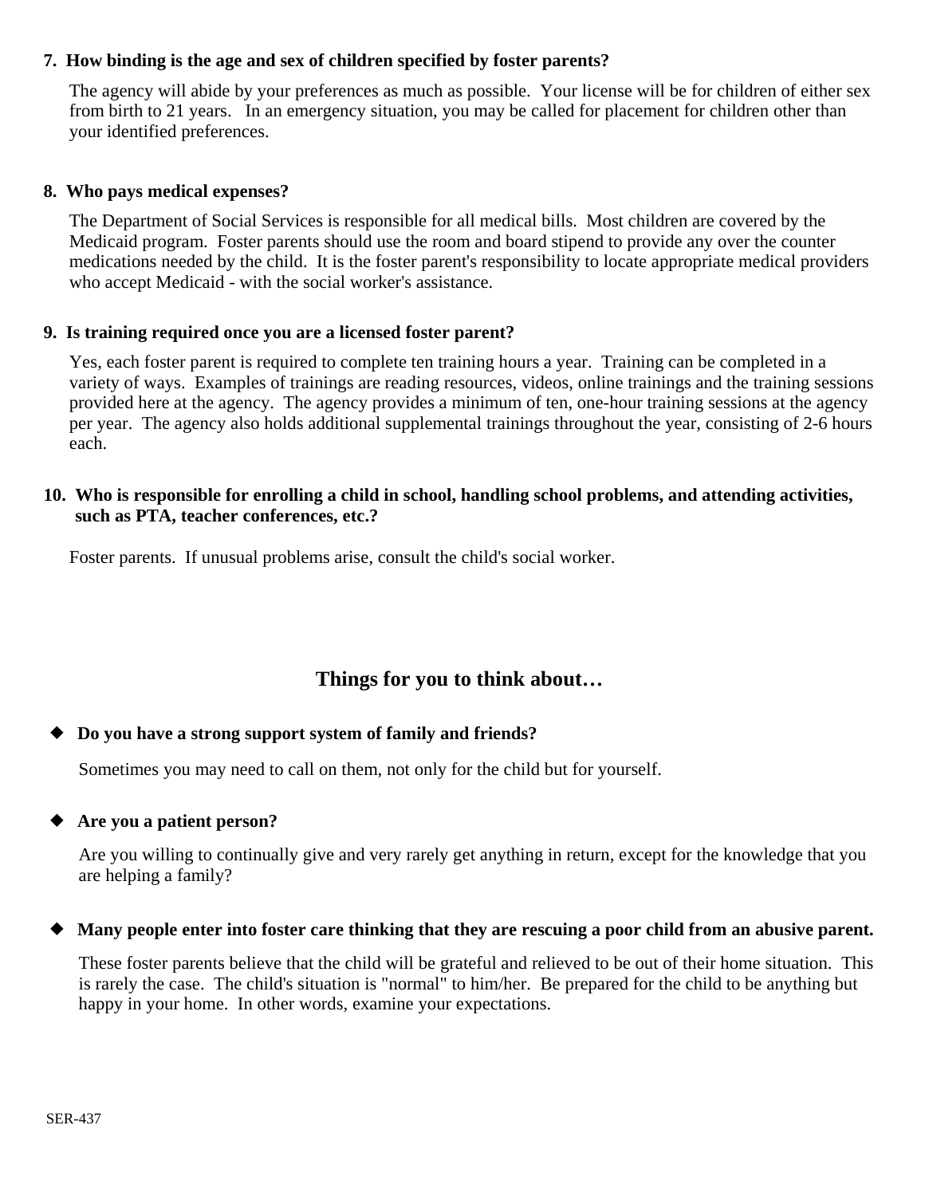**7. How binding is the age and sex of children specified by foster parents?**

The agency will abide by your preferences as much as possible. Your license will be for children of either sex from birth to 21 years. In an emergency situation, you may be called for placement for children other than your identified preferences.

**8. Who pays medical expenses?**

The Department of Social Services is responsible for all medical bills. Most children are covered by the Medicaid program. Foster parents should use the room and board stipend to provide any over the counter medications needed by the child. It is the foster parent's responsibility to locate appropriate medical providers who accept Medicaid - with the social worker's assistance.

**9. Is training required once you are a licensed foster parent?**

Yes, each foster parent is required to complete ten training hours a year. Training can be completed in a variety of ways. Examples of trainings are reading resources, videos, online trainings and the training sessions provided here at the agency. The agency provides a minimum of ten, one-hour training sessions at the agency per year. The agency also holds additional supplemental trainings throughout the year, consisting of 2-6 hours each.

**10. Who is responsible for enrolling a child in school, handling school problems, and attending activities, such as PTA, teacher conferences, etc.?**

Foster parents. If unusual problems arise, consult the child's social worker.

## Things for you to think about…

- **Do you have a strong support system of family and friends?**

  Sometimes you may need to call on them, not only for the child but for yourself.

- **Are you a patient person?**

  Are you willing to continually give and very rarely get anything in return, except for the knowledge that you are helping a family?

- **Many people enter into foster care thinking that they are rescuing a poor child from an abusive parent.**

  These foster parents believe that the child will be grateful and relieved to be out of their home situation. This is rarely the case. The child's situation is "normal" to him/her. Be prepared for the child to be anything but happy in your home. In other words, examine your expectations.

SER-437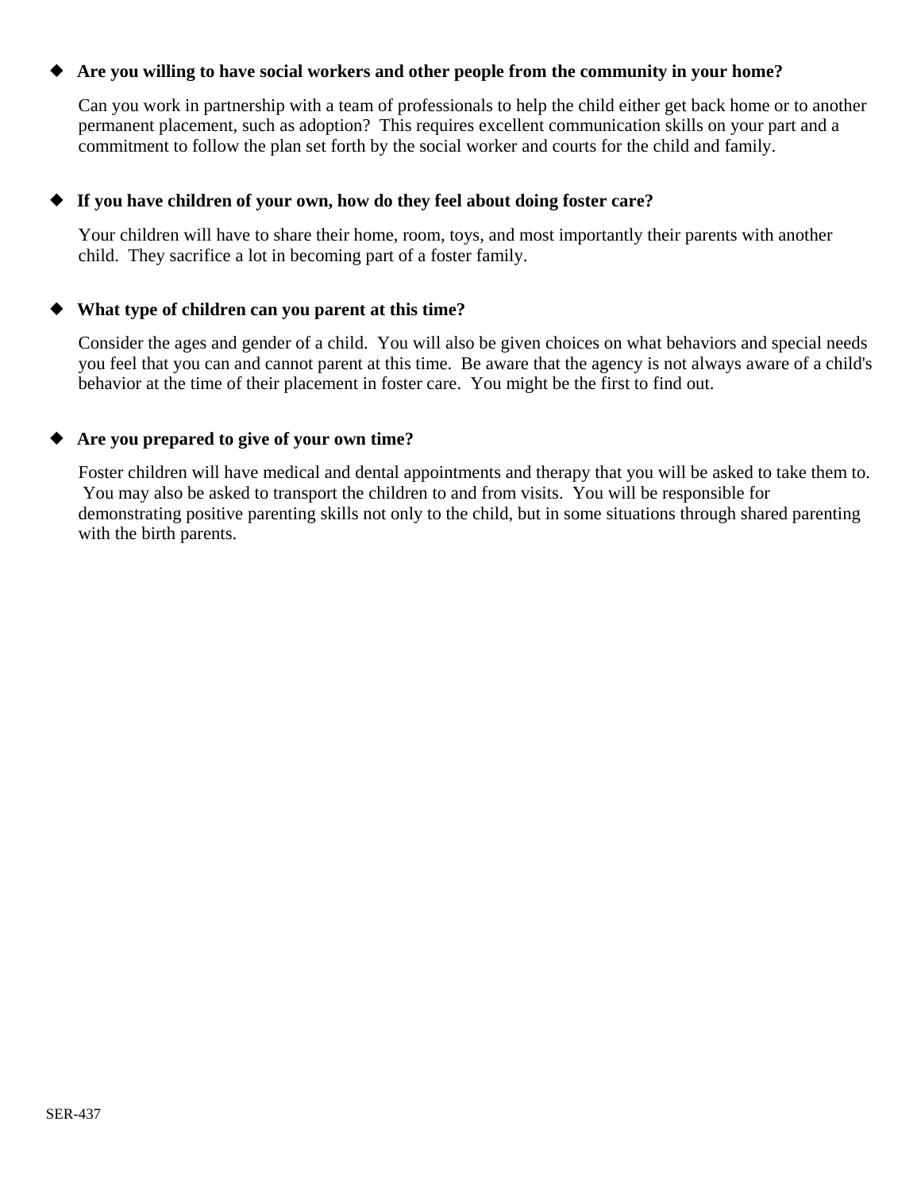- **Are you willing to have social workers and other people from the community in your home?**

  Can you work in partnership with a team of professionals to help the child either get back home or to another permanent placement, such as adoption? This requires excellent communication skills on your part and a commitment to follow the plan set forth by the social worker and courts for the child and family.

- **If you have children of your own, how do they feel about doing foster care?**

  Your children will have to share their home, room, toys, and most importantly their parents with another child. They sacrifice a lot in becoming part of a foster family.

- **What type of children can you parent at this time?**

  Consider the ages and gender of a child. You will also be given choices on what behaviors and special needs you feel that you can and cannot parent at this time. Be aware that the agency is not always aware of a child's behavior at the time of their placement in foster care. You might be the first to find out.

- **Are you prepared to give of your own time?**

  Foster children will have medical and dental appointments and therapy that you will be asked to take them to. You may also be asked to transport the children to and from visits. You will be responsible for demonstrating positive parenting skills not only to the child, but in some situations through shared parenting with the birth parents.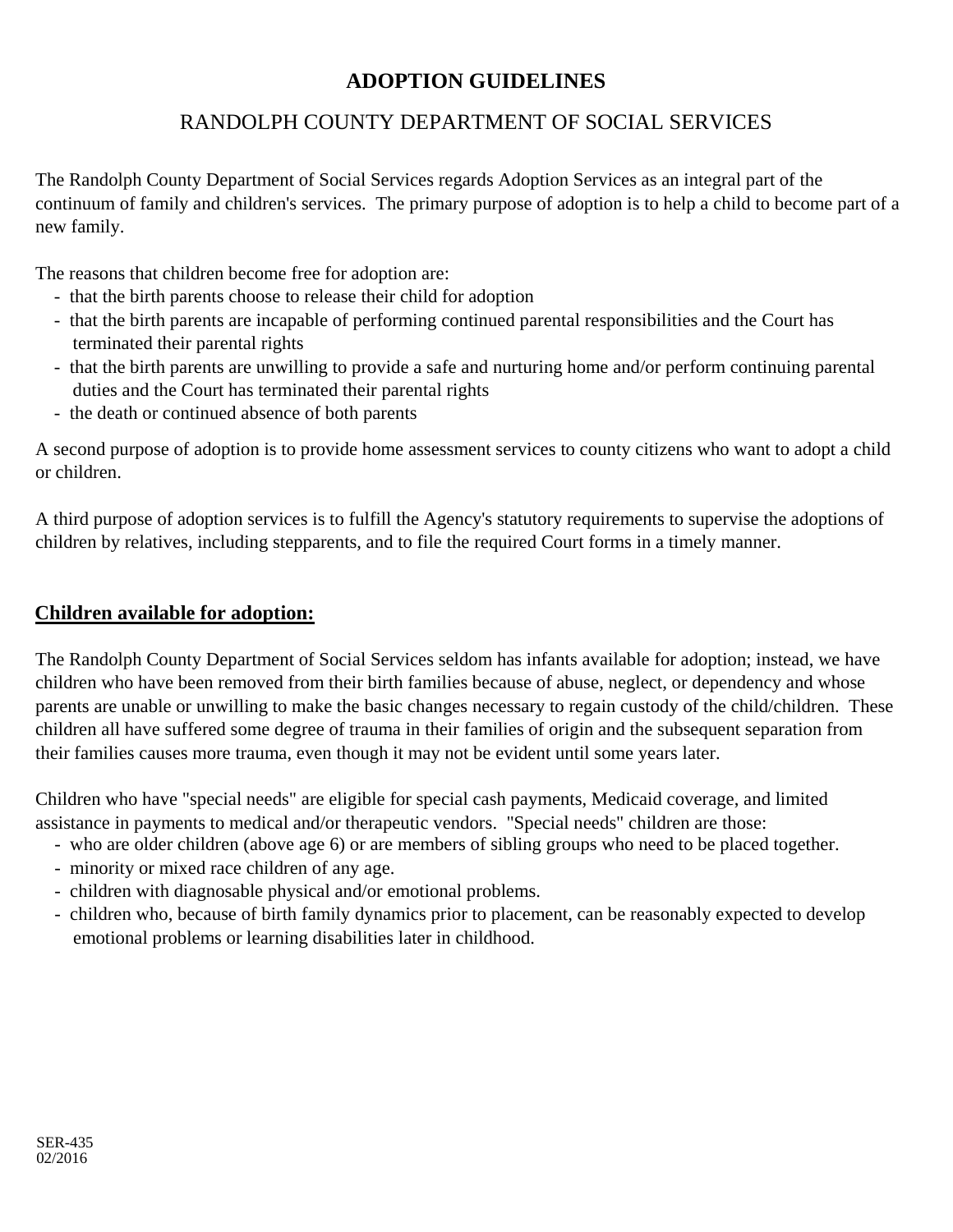# ADOPTION GUIDELINES

## RANDOLPH COUNTY DEPARTMENT OF SOCIAL SERVICES

The Randolph County Department of Social Services regards Adoption Services as an integral part of the continuum of family and children's services. The primary purpose of adoption is to help a child to become part of a new family.

The reasons that children become free for adoption are:

- that the birth parents choose to release their child for adoption
- that the birth parents are incapable of performing continued parental responsibilities and the Court has terminated their parental rights
- that the birth parents are unwilling to provide a safe and nurturing home and/or perform continuing parental duties and the Court has terminated their parental rights
- the death or continued absence of both parents

A second purpose of adoption is to provide home assessment services to county citizens who want to adopt a child or children.

A third purpose of adoption services is to fulfill the Agency's statutory requirements to supervise the adoptions of children by relatives, including stepparents, and to file the required Court forms in a timely manner.

### Children available for adoption:

The Randolph County Department of Social Services seldom has infants available for adoption; instead, we have children who have been removed from their birth families because of abuse, neglect, or dependency and whose parents are unable or unwilling to make the basic changes necessary to regain custody of the child/children. These children all have suffered some degree of trauma in their families of origin and the subsequent separation from their families causes more trauma, even though it may not be evident until some years later.

Children who have "special needs" are eligible for special cash payments, Medicaid coverage, and limited assistance in payments to medical and/or therapeutic vendors. "Special needs" children are those:

- who are older children (above age 6) or are members of sibling groups who need to be placed together.
- minority or mixed race children of any age.
- children with diagnosable physical and/or emotional problems.
- children who, because of birth family dynamics prior to placement, can be reasonably expected to develop emotional problems or learning disabilities later in childhood.

SER-435
02/2016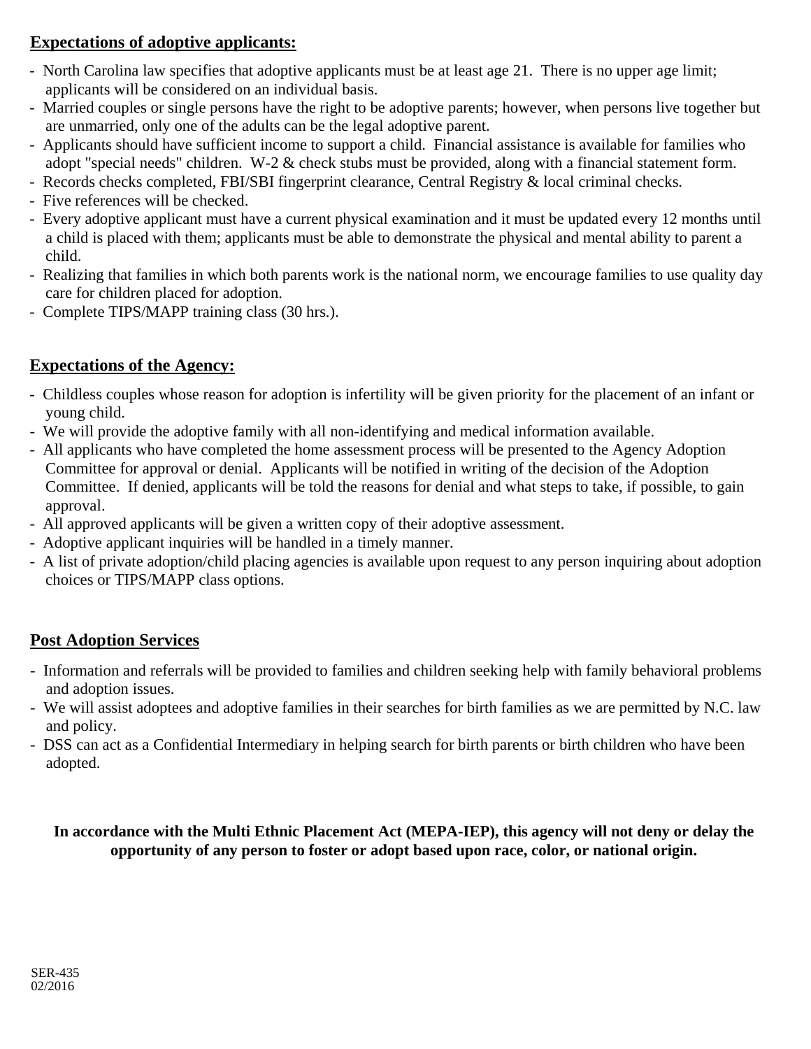## Expectations of adoptive applicants:

- North Carolina law specifies that adoptive applicants must be at least age 21. There is no upper age limit; applicants will be considered on an individual basis.
- Married couples or single persons have the right to be adoptive parents; however, when persons live together but are unmarried, only one of the adults can be the legal adoptive parent.
- Applicants should have sufficient income to support a child. Financial assistance is available for families who adopt "special needs" children. W-2 & check stubs must be provided, along with a financial statement form.
- Records checks completed, FBI/SBI fingerprint clearance, Central Registry & local criminal checks.
- Five references will be checked.
- Every adoptive applicant must have a current physical examination and it must be updated every 12 months until a child is placed with them; applicants must be able to demonstrate the physical and mental ability to parent a child.
- Realizing that families in which both parents work is the national norm, we encourage families to use quality day care for children placed for adoption.
- Complete TIPS/MAPP training class (30 hrs.).

## Expectations of the Agency:

- Childless couples whose reason for adoption is infertility will be given priority for the placement of an infant or young child.
- We will provide the adoptive family with all non-identifying and medical information available.
- All applicants who have completed the home assessment process will be presented to the Agency Adoption Committee for approval or denial. Applicants will be notified in writing of the decision of the Adoption Committee. If denied, applicants will be told the reasons for denial and what steps to take, if possible, to gain approval.
- All approved applicants will be given a written copy of their adoptive assessment.
- Adoptive applicant inquiries will be handled in a timely manner.
- A list of private adoption/child placing agencies is available upon request to any person inquiring about adoption choices or TIPS/MAPP class options.

## Post Adoption Services

- Information and referrals will be provided to families and children seeking help with family behavioral problems and adoption issues.
- We will assist adoptees and adoptive families in their searches for birth families as we are permitted by N.C. law and policy.
- DSS can act as a Confidential Intermediary in helping search for birth parents or birth children who have been adopted.

**In accordance with the Multi Ethnic Placement Act (MEPA-IEP), this agency will not deny or delay the opportunity of any person to foster or adopt based upon race, color, or national origin.**

SER-435
02/2016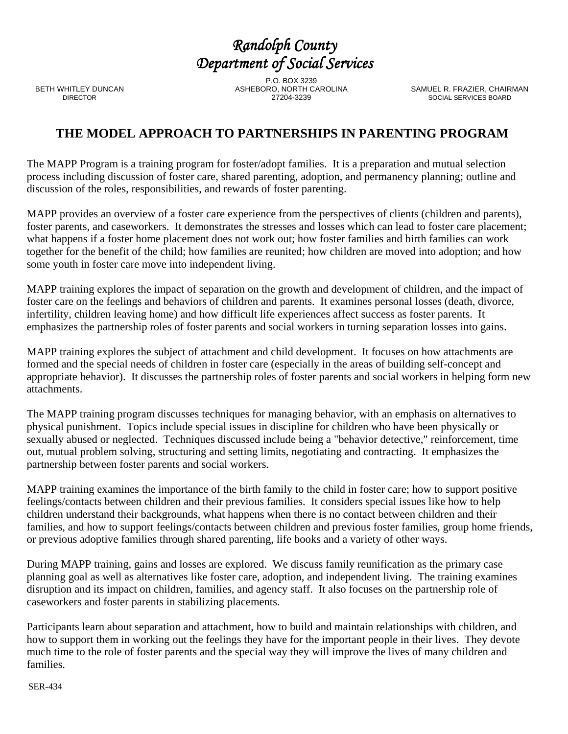# *Randolph County*
# *Department of Social Services*

BETH WHITLEY DUNCAN
DIRECTOR

P.O. BOX 3239
ASHEBORO, NORTH CAROLINA
27204-3239

SAMUEL R. FRAZIER, CHAIRMAN
SOCIAL SERVICES BOARD

## THE MODEL APPROACH TO PARTNERSHIPS IN PARENTING PROGRAM

The MAPP Program is a training program for foster/adopt families. It is a preparation and mutual selection process including discussion of foster care, shared parenting, adoption, and permanency planning; outline and discussion of the roles, responsibilities, and rewards of foster parenting.

MAPP provides an overview of a foster care experience from the perspectives of clients (children and parents), foster parents, and caseworkers. It demonstrates the stresses and losses which can lead to foster care placement; what happens if a foster home placement does not work out; how foster families and birth families can work together for the benefit of the child; how families are reunited; how children are moved into adoption; and how some youth in foster care move into independent living.

MAPP training explores the impact of separation on the growth and development of children, and the impact of foster care on the feelings and behaviors of children and parents. It examines personal losses (death, divorce, infertility, children leaving home) and how difficult life experiences affect success as foster parents. It emphasizes the partnership roles of foster parents and social workers in turning separation losses into gains.

MAPP training explores the subject of attachment and child development. It focuses on how attachments are formed and the special needs of children in foster care (especially in the areas of building self-concept and appropriate behavior). It discusses the partnership roles of foster parents and social workers in helping form new attachments.

The MAPP training program discusses techniques for managing behavior, with an emphasis on alternatives to physical punishment. Topics include special issues in discipline for children who have been physically or sexually abused or neglected. Techniques discussed include being a "behavior detective," reinforcement, time out, mutual problem solving, structuring and setting limits, negotiating and contracting. It emphasizes the partnership between foster parents and social workers.

MAPP training examines the importance of the birth family to the child in foster care; how to support positive feelings/contacts between children and their previous families. It considers special issues like how to help children understand their backgrounds, what happens when there is no contact between children and their families, and how to support feelings/contacts between children and previous foster families, group home friends, or previous adoptive families through shared parenting, life books and a variety of other ways.

During MAPP training, gains and losses are explored. We discuss family reunification as the primary case planning goal as well as alternatives like foster care, adoption, and independent living. The training examines disruption and its impact on children, families, and agency staff. It also focuses on the partnership role of caseworkers and foster parents in stabilizing placements.

Participants learn about separation and attachment, how to build and maintain relationships with children, and how to support them in working out the feelings they have for the important people in their lives. They devote much time to the role of foster parents and the special way they will improve the lives of many children and families.

SER-434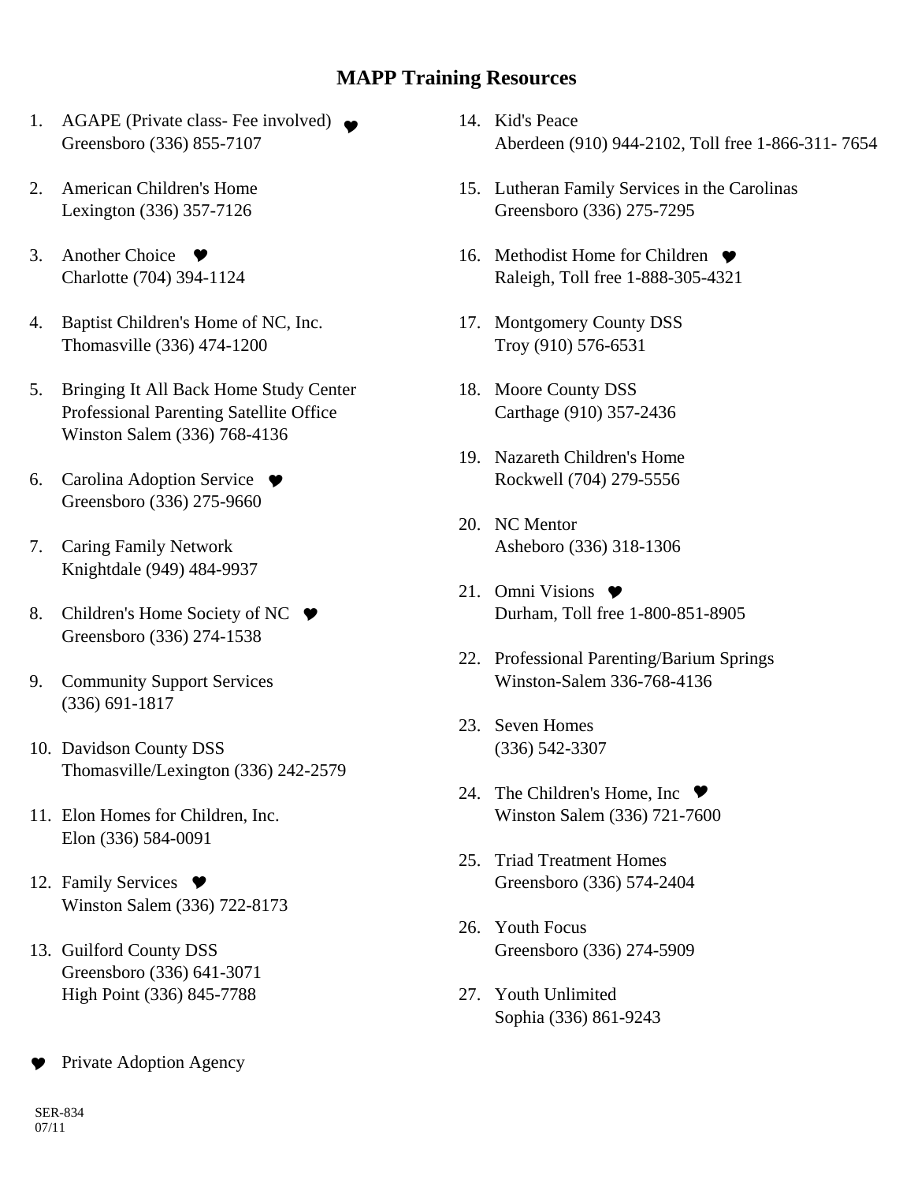# MAPP Training Resources

1. AGAPE (Private class- Fee involved) ♥
   Greensboro (336) 855-7107

2. American Children's Home
   Lexington (336) 357-7126

3. Another Choice ♥
   Charlotte (704) 394-1124

4. Baptist Children's Home of NC, Inc.
   Thomasville (336) 474-1200

5. Bringing It All Back Home Study Center
   Professional Parenting Satellite Office
   Winston Salem (336) 768-4136

6. Carolina Adoption Service ♥
   Greensboro (336) 275-9660

7. Caring Family Network
   Knightdale (949) 484-9937

8. Children's Home Society of NC ♥
   Greensboro (336) 274-1538

9. Community Support Services
   (336) 691-1817

10. Davidson County DSS
    Thomasville/Lexington (336) 242-2579

11. Elon Homes for Children, Inc.
    Elon (336) 584-0091

12. Family Services ♥
    Winston Salem (336) 722-8173

13. Guilford County DSS
    Greensboro (336) 641-3071
    High Point (336) 845-7788

14. Kid's Peace
    Aberdeen (910) 944-2102, Toll free 1-866-311- 7654

15. Lutheran Family Services in the Carolinas
    Greensboro (336) 275-7295

16. Methodist Home for Children ♥
    Raleigh, Toll free 1-888-305-4321

17. Montgomery County DSS
    Troy (910) 576-6531

18. Moore County DSS
    Carthage (910) 357-2436

19. Nazareth Children's Home
    Rockwell (704) 279-5556

20. NC Mentor
    Asheboro (336) 318-1306

21. Omni Visions ♥
    Durham, Toll free 1-800-851-8905

22. Professional Parenting/Barium Springs
    Winston-Salem 336-768-4136

23. Seven Homes
    (336) 542-3307

24. The Children's Home, Inc ♥
    Winston Salem (336) 721-7600

25. Triad Treatment Homes
    Greensboro (336) 574-2404

26. Youth Focus
    Greensboro (336) 274-5909

27. Youth Unlimited
    Sophia (336) 861-9243

♥ Private Adoption Agency

SER-834
07/11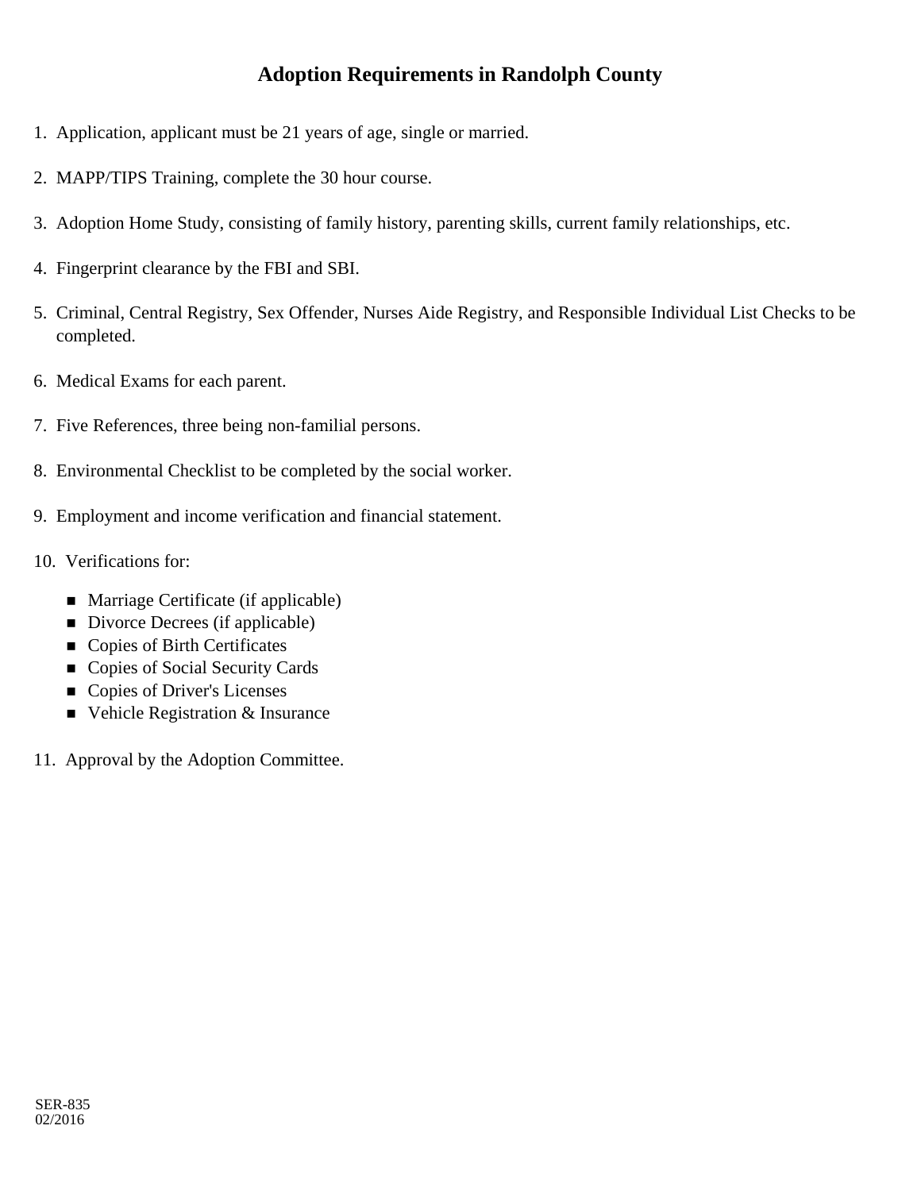# Adoption Requirements in Randolph County

1. Application, applicant must be 21 years of age, single or married.

2. MAPP/TIPS Training, complete the 30 hour course.

3. Adoption Home Study, consisting of family history, parenting skills, current family relationships, etc.

4. Fingerprint clearance by the FBI and SBI.

5. Criminal, Central Registry, Sex Offender, Nurses Aide Registry, and Responsible Individual List Checks to be completed.

6. Medical Exams for each parent.

7. Five References, three being non-familial persons.

8. Environmental Checklist to be completed by the social worker.

9. Employment and income verification and financial statement.

10. Verifications for:
    - Marriage Certificate (if applicable)
    - Divorce Decrees (if applicable)
    - Copies of Birth Certificates
    - Copies of Social Security Cards
    - Copies of Driver's Licenses
    - Vehicle Registration & Insurance

11. Approval by the Adoption Committee.

SER-835
02/2016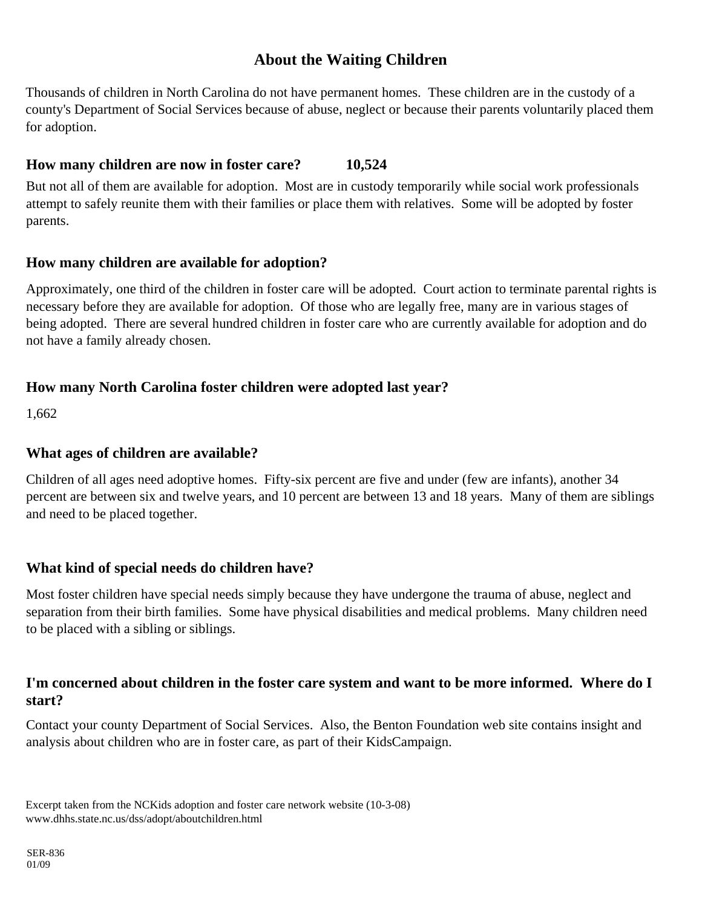# About the Waiting Children

Thousands of children in North Carolina do not have permanent homes. These children are in the custody of a county's Department of Social Services because of abuse, neglect or because their parents voluntarily placed them for adoption.

### How many children are now in foster care? 10,524

But not all of them are available for adoption. Most are in custody temporarily while social work professionals attempt to safely reunite them with their families or place them with relatives. Some will be adopted by foster parents.

### How many children are available for adoption?

Approximately, one third of the children in foster care will be adopted. Court action to terminate parental rights is necessary before they are available for adoption. Of those who are legally free, many are in various stages of being adopted. There are several hundred children in foster care who are currently available for adoption and do not have a family already chosen.

### How many North Carolina foster children were adopted last year?

1,662

### What ages of children are available?

Children of all ages need adoptive homes. Fifty-six percent are five and under (few are infants), another 34 percent are between six and twelve years, and 10 percent are between 13 and 18 years. Many of them are siblings and need to be placed together.

### What kind of special needs do children have?

Most foster children have special needs simply because they have undergone the trauma of abuse, neglect and separation from their birth families. Some have physical disabilities and medical problems. Many children need to be placed with a sibling or siblings.

### I'm concerned about children in the foster care system and want to be more informed. Where do I start?

Contact your county Department of Social Services. Also, the Benton Foundation web site contains insight and analysis about children who are in foster care, as part of their KidsCampaign.

Excerpt taken from the NCKids adoption and foster care network website (10-3-08)
www.dhhs.state.nc.us/dss/adopt/aboutchildren.html

SER-836
01/09